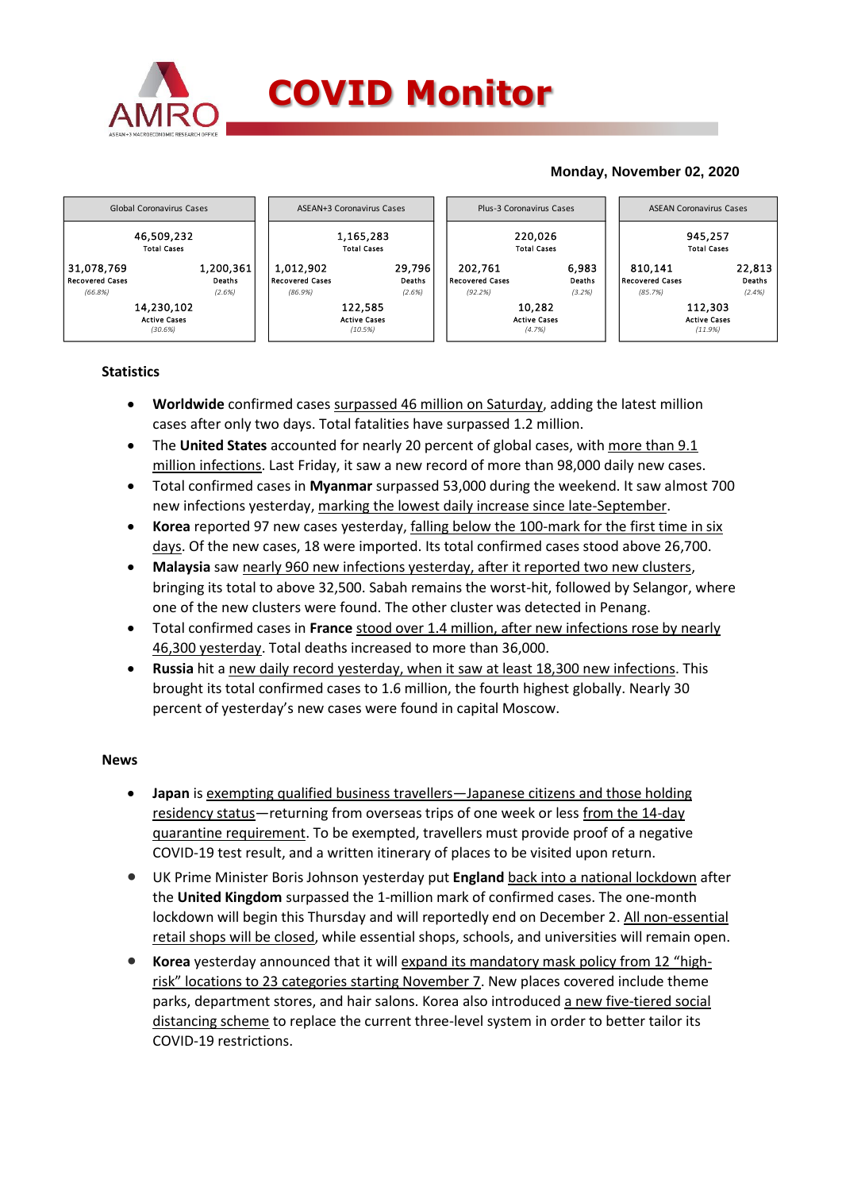# COVID Monitor

**Monday, November 02, 2020**

| Global Coronavirus Cases | | ASEAN+3 Coronavirus Cases | | Plus-3 Coronavirus Cases | | ASEAN Coronavirus Cases | |
|---|---|---|---|---|---|---|---|
| 46,509,232 Total Cases | | 1,165,283 Total Cases | | 220,026 Total Cases | | 945,257 Total Cases | |
| 31,078,769 Recovered Cases (66.8%) | 1,200,361 Deaths (2.6%) | 1,012,902 Recovered Cases (86.9%) | 29,796 Deaths (2.6%) | 202,761 Recovered Cases (92.2%) | 6,983 Deaths (3.2%) | 810,141 Recovered Cases (85.7%) | 22,813 Deaths (2.4%) |
| 14,230,102 Active Cases (30.6%) | | 122,585 Active Cases (10.5%) | | 10,282 Active Cases (4.7%) | | 112,303 Active Cases (11.9%) | |

### Statistics

- **Worldwide** confirmed cases surpassed 46 million on Saturday, adding the latest million cases after only two days. Total fatalities have surpassed 1.2 million.
- The **United States** accounted for nearly 20 percent of global cases, with more than 9.1 million infections. Last Friday, it saw a new record of more than 98,000 daily new cases.
- Total confirmed cases in **Myanmar** surpassed 53,000 during the weekend. It saw almost 700 new infections yesterday, marking the lowest daily increase since late-September.
- **Korea** reported 97 new cases yesterday, falling below the 100-mark for the first time in six days. Of the new cases, 18 were imported. Its total confirmed cases stood above 26,700.
- **Malaysia** saw nearly 960 new infections yesterday, after it reported two new clusters, bringing its total to above 32,500. Sabah remains the worst-hit, followed by Selangor, where one of the new clusters were found. The other cluster was detected in Penang.
- Total confirmed cases in **France** stood over 1.4 million, after new infections rose by nearly 46,300 yesterday. Total deaths increased to more than 36,000.
- **Russia** hit a new daily record yesterday, when it saw at least 18,300 new infections. This brought its total confirmed cases to 1.6 million, the fourth highest globally. Nearly 30 percent of yesterday's new cases were found in capital Moscow.

### News

- **Japan** is exempting qualified business travellers—Japanese citizens and those holding residency status—returning from overseas trips of one week or less from the 14-day quarantine requirement. To be exempted, travellers must provide proof of a negative COVID-19 test result, and a written itinerary of places to be visited upon return.
- UK Prime Minister Boris Johnson yesterday put **England** back into a national lockdown after the **United Kingdom** surpassed the 1-million mark of confirmed cases. The one-month lockdown will begin this Thursday and will reportedly end on December 2. All non-essential retail shops will be closed, while essential shops, schools, and universities will remain open.
- **Korea** yesterday announced that it will expand its mandatory mask policy from 12 "high-risk" locations to 23 categories starting November 7. New places covered include theme parks, department stores, and hair salons. Korea also introduced a new five-tiered social distancing scheme to replace the current three-level system in order to better tailor its COVID-19 restrictions.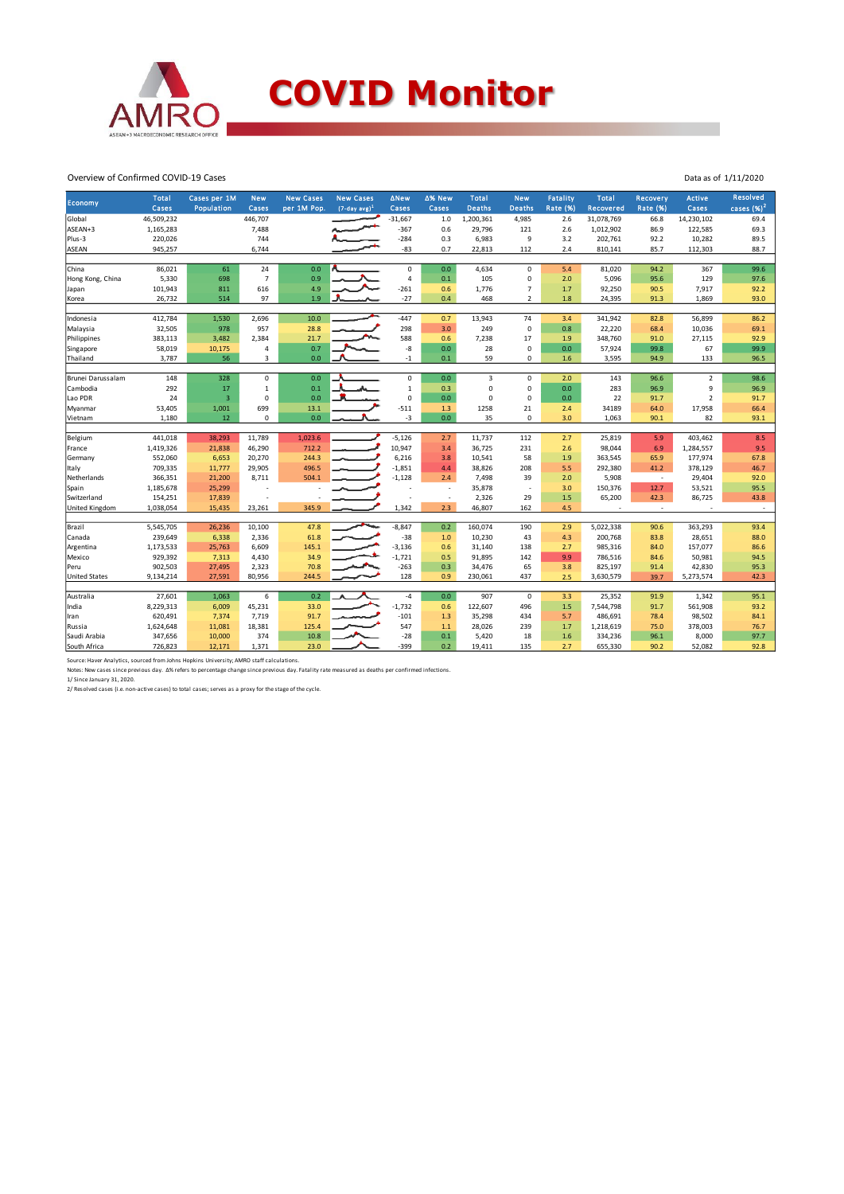# COVID Monitor

Overview of Confirmed COVID-19 Cases

Data as of 1/11/2020

| Economy | Total Cases | Cases per 1M Population | New Cases | New Cases per 1M Pop. | New Cases (7-day avg)[1] | ΔNew Cases | Δ% New Cases | Total Deaths | New Deaths | Fatality Rate (%) | Total Recovered | Recovery Rate (%) | Active Cases | Resolved cases (%)[2] |
|---|---|---|---|---|---|---|---|---|---|---|---|---|---|---|
| Global | 46,509,232 | | 446,707 | | | -31,667 | 1.0 | 1,200,361 | 4,985 | 2.6 | 31,078,769 | 66.8 | 14,230,102 | 69.4 |
| ASEAN+3 | 1,165,283 | | 7,488 | | | -367 | 0.6 | 29,796 | 121 | 2.6 | 1,012,902 | 86.9 | 122,585 | 69.3 |
| Plus-3 | 220,026 | | 744 | | | -284 | 0.3 | 6,983 | 9 | 3.2 | 202,761 | 92.2 | 10,282 | 89.5 |
| ASEAN | 945,257 | | 6,744 | | | -83 | 0.7 | 22,813 | 112 | 2.4 | 810,141 | 85.7 | 112,303 | 88.7 |
| | | | | | | | | | | | | | | |
| China | 86,021 | 61 | 24 | 0.0 | | 0 | 0.0 | 4,634 | 0 | 5.4 | 81,020 | 94.2 | 367 | 99.6 |
| Hong Kong, China | 5,330 | 698 | 7 | 0.9 | | 4 | 0.1 | 105 | 0 | 2.0 | 5,096 | 95.6 | 129 | 97.6 |
| Japan | 101,943 | 811 | 616 | 4.9 | | -261 | 0.6 | 1,776 | 7 | 1.7 | 92,250 | 90.5 | 7,917 | 92.2 |
| Korea | 26,732 | 514 | 97 | 1.9 | | -27 | 0.4 | 468 | 2 | 1.8 | 24,395 | 91.3 | 1,869 | 93.0 |
| | | | | | | | | | | | | | | |
| Indonesia | 412,784 | 1,530 | 2,696 | 10.0 | | -447 | 0.7 | 13,943 | 74 | 3.4 | 341,942 | 82.8 | 56,899 | 86.2 |
| Malaysia | 32,505 | 978 | 957 | 28.8 | | 298 | 3.0 | 249 | 0 | 0.8 | 22,220 | 68.4 | 10,036 | 69.1 |
| Philippines | 383,113 | 3,482 | 2,384 | 21.7 | | 588 | 0.6 | 7,238 | 17 | 1.9 | 348,760 | 91.0 | 27,115 | 92.9 |
| Singapore | 58,019 | 10,175 | 4 | 0.7 | | -8 | 0.0 | 28 | 0 | 0.0 | 57,924 | 99.8 | 67 | 99.9 |
| Thailand | 3,787 | 56 | 3 | 0.0 | | -1 | 0.1 | 59 | 0 | 1.6 | 3,595 | 94.9 | 133 | 96.5 |
| | | | | | | | | | | | | | | |
| Brunei Darussalam | 148 | 328 | 0 | 0.0 | | 0 | 0.0 | 3 | 0 | 2.0 | 143 | 96.6 | 2 | 98.6 |
| Cambodia | 292 | 17 | 1 | 0.1 | | 1 | 0.3 | 0 | 0 | 0.0 | 283 | 96.9 | 9 | 96.9 |
| Lao PDR | 24 | 3 | 0 | 0.0 | | 0 | 0.0 | 0 | 0 | 0.0 | 22 | 91.7 | 2 | 91.7 |
| Myanmar | 53,405 | 1,001 | 699 | 13.1 | | -511 | 1.3 | 1258 | 21 | 2.4 | 34189 | 64.0 | 17,958 | 66.4 |
| Vietnam | 1,180 | 12 | 0 | 0.0 | | -3 | 0.0 | 35 | 0 | 3.0 | 1,063 | 90.1 | 82 | 93.1 |
| | | | | | | | | | | | | | | |
| Belgium | 441,018 | 38,293 | 11,789 | 1,023.6 | | -5,126 | 2.7 | 11,737 | 112 | 2.7 | 25,819 | 5.9 | 403,462 | 8.5 |
| France | 1,419,326 | 21,838 | 46,290 | 712.2 | | 10,947 | 3.4 | 36,725 | 231 | 2.6 | 98,044 | 6.9 | 1,284,557 | 9.5 |
| Germany | 552,060 | 6,653 | 20,270 | 244.3 | | 6,216 | 3.8 | 10,541 | 58 | 1.9 | 363,545 | 65.9 | 177,974 | 67.8 |
| Italy | 709,335 | 11,777 | 29,905 | 496.5 | | -1,851 | 4.4 | 38,826 | 208 | 5.5 | 292,380 | 41.2 | 378,129 | 46.7 |
| Netherlands | 366,351 | 21,200 | 8,711 | 504.1 | | -1,128 | 2.4 | 7,498 | 39 | 2.0 | 5,908 | - | 29,404 | 92.0 |
| Spain | 1,185,678 | 25,299 | - | - | | - | - | 35,878 | - | 3.0 | 150,376 | 12.7 | 53,521 | 95.5 |
| Switzerland | 154,251 | 17,839 | - | - | | - | - | 2,326 | 29 | 1.5 | 65,200 | 42.3 | 86,725 | 43.8 |
| United Kingdom | 1,038,054 | 15,435 | 23,261 | 345.9 | | 1,342 | 2.3 | 46,807 | 162 | 4.5 | - | - | - | - |
| | | | | | | | | | | | | | | |
| Brazil | 5,545,705 | 26,236 | 10,100 | 47.8 | | -8,847 | 0.2 | 160,074 | 190 | 2.9 | 5,022,338 | 90.6 | 363,293 | 93.4 |
| Canada | 239,649 | 6,338 | 2,336 | 61.8 | | -38 | 1.0 | 10,230 | 43 | 4.3 | 200,768 | 83.8 | 28,651 | 88.0 |
| Argentina | 1,173,533 | 25,763 | 6,609 | 145.1 | | -3,136 | 0.6 | 31,140 | 138 | 2.7 | 985,316 | 84.0 | 157,077 | 86.6 |
| Mexico | 929,392 | 7,313 | 4,430 | 34.9 | | -1,721 | 0.5 | 91,895 | 142 | 9.9 | 786,516 | 84.6 | 50,981 | 94.5 |
| Peru | 902,503 | 27,495 | 2,323 | 70.8 | | -263 | 0.3 | 34,476 | 65 | 3.8 | 825,197 | 91.4 | 42,830 | 95.3 |
| United States | 9,134,214 | 27,591 | 80,956 | 244.5 | | 128 | 0.9 | 230,061 | 437 | 2.5 | 3,630,579 | 39.7 | 5,273,574 | 42.3 |
| | | | | | | | | | | | | | | |
| Australia | 27,601 | 1,063 | 6 | 0.2 | | -4 | 0.0 | 907 | 0 | 3.3 | 25,352 | 91.9 | 1,342 | 95.1 |
| India | 8,229,313 | 6,009 | 45,231 | 33.0 | | -1,732 | 0.6 | 122,607 | 496 | 1.5 | 7,544,798 | 91.7 | 561,908 | 93.2 |
| Iran | 620,491 | 7,374 | 7,719 | 91.7 | | -101 | 1.3 | 35,298 | 434 | 5.7 | 486,691 | 78.4 | 98,502 | 84.1 |
| Russia | 1,624,648 | 11,081 | 18,381 | 125.4 | | 547 | 1.1 | 28,026 | 239 | 1.7 | 1,218,619 | 75.0 | 378,003 | 76.7 |
| Saudi Arabia | 347,656 | 10,000 | 374 | 10.8 | | -28 | 0.1 | 5,420 | 18 | 1.6 | 334,236 | 96.1 | 8,000 | 97.7 |
| South Africa | 726,823 | 12,171 | 1,371 | 23.0 | | -399 | 0.2 | 19,411 | 135 | 2.7 | 655,330 | 90.2 | 52,082 | 92.8 |

Source: Haver Analytics, sourced from Johns Hopkins University; AMRO staff calculations.

Notes: New cases since previous day. Δ% refers to percentage change since previous day. Fatality rate measured as deaths per confirmed infections.

1/ Since January 31, 2020.

2/ Resolved cases (i.e. non-active cases) to total cases; serves as a proxy for the stage of the cycle.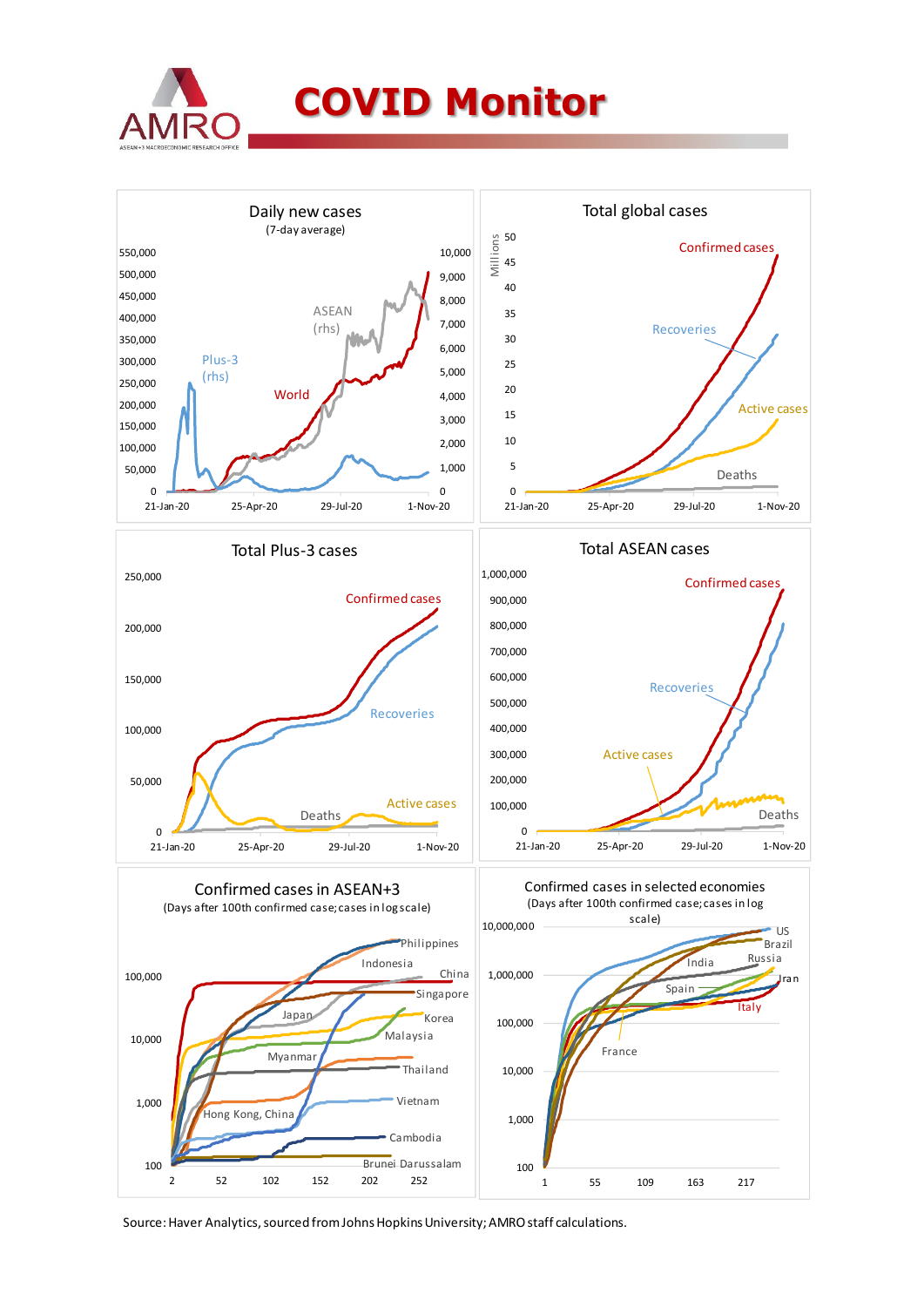# COVID Monitor

AMRO
ASEAN+3 MACROECONOMIC RESEARCH OFFICE

## Daily new cases

(7-day average)

550,000
500,000
450,000
400,000
350,000
300,000
250,000
200,000
150,000
100,000
50,000
0

10,000
9,000
8,000
7,000
6,000
5,000
4,000
3,000
2,000
1,000
0

ASEAN (rhs)
Plus-3 (rhs)
World

21-Jan-20 25-Apr-20 29-Jul-20 1-Nov-20

## Total global cases

Millions

50
45
40
35
30
25
20
15
10
5
0

Confirmed cases
Recoveries
Active cases
Deaths

21-Jan-20 25-Apr-20 29-Jul-20 1-Nov-20

## Total Plus-3 cases

250,000
200,000
150,000
100,000
50,000
0

Confirmed cases
Recoveries
Active cases
Deaths

21-Jan-20 25-Apr-20 29-Jul-20 1-Nov-20

## Total ASEAN cases

1,000,000
900,000
800,000
700,000
600,000
500,000
400,000
300,000
200,000
100,000
0

Confirmed cases
Recoveries
Active cases
Deaths

21-Jan-20 25-Apr-20 29-Jul-20 1-Nov-20

## Confirmed cases in ASEAN+3

(Days after 100th confirmed case; cases in log scale)

100,000
10,000
1,000
100

Philippines
Indonesia
China
Singapore
Japan
Korea
Malaysia
Myanmar
Thailand
Vietnam
Hong Kong, China
Cambodia
Brunei Darussalam

2 52 102 152 202 252

## Confirmed cases in selected economies

(Days after 100th confirmed case; cases in log scale)

10,000,000
1,000,000
100,000
10,000
1,000
100

US
Brazil
India
Russia
Spain
Iran
Italy
France

1 55 109 163 217

Source: Haver Analytics, sourced from Johns Hopkins University; AMRO staff calculations.